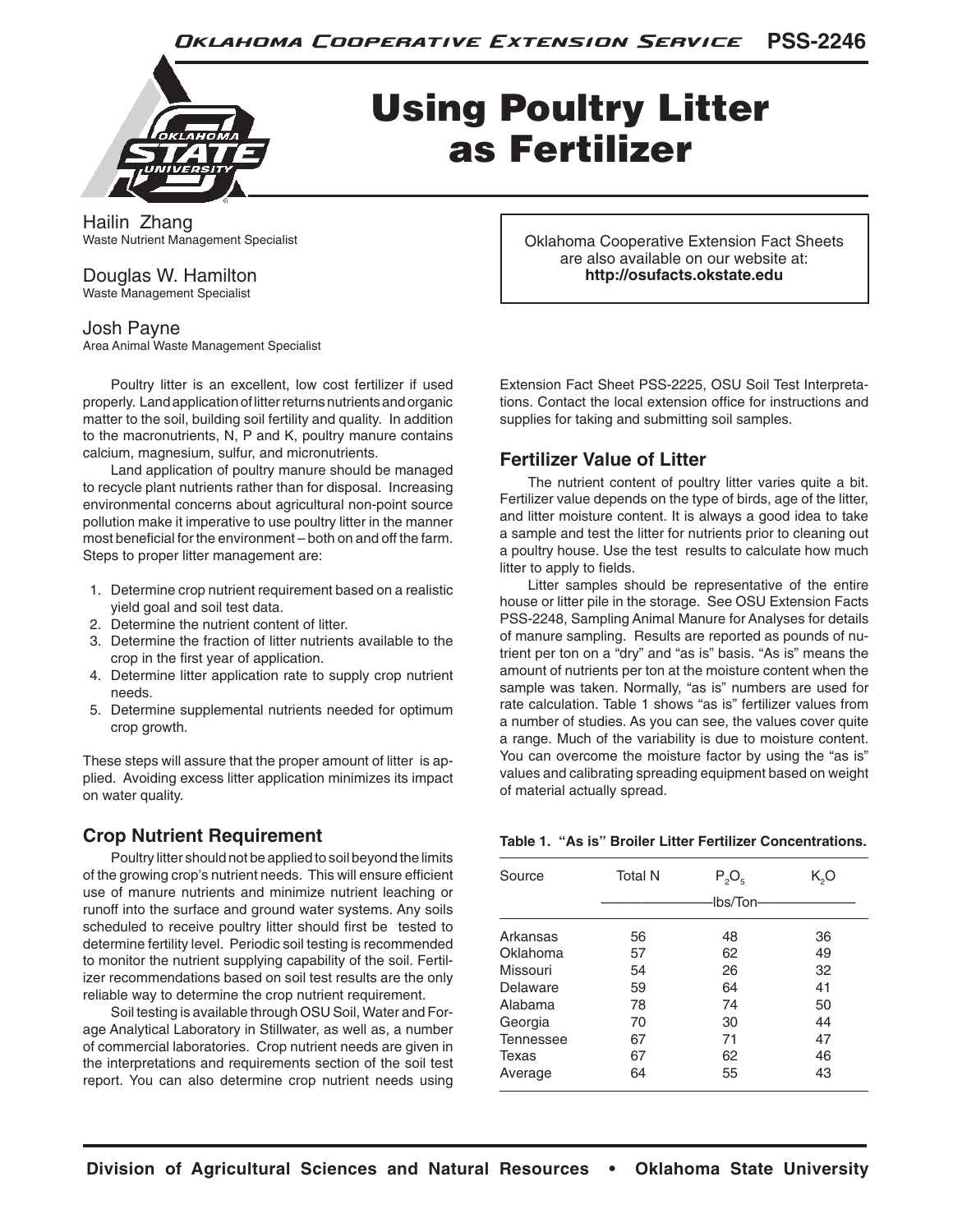# Using Poultry Litter as Fertilizer

Hailin Zhang
Waste Nutrient Management Specialist

Douglas W. Hamilton
Waste Management Specialist

Josh Payne
Area Animal Waste Management Specialist

Oklahoma Cooperative Extension Fact Sheets are also available on our website at: **http://osufacts.okstate.edu**

Poultry litter is an excellent, low cost fertilizer if used properly. Land application of litter returns nutrients and organic matter to the soil, building soil fertility and quality. In addition to the macronutrients, N, P and K, poultry manure contains calcium, magnesium, sulfur, and micronutrients.

Land application of poultry manure should be managed to recycle plant nutrients rather than for disposal. Increasing environmental concerns about agricultural non-point source pollution make it imperative to use poultry litter in the manner most beneficial for the environment – both on and off the farm. Steps to proper litter management are:

1. Determine crop nutrient requirement based on a realistic yield goal and soil test data.
2. Determine the nutrient content of litter.
3. Determine the fraction of litter nutrients available to the crop in the first year of application.
4. Determine litter application rate to supply crop nutrient needs.
5. Determine supplemental nutrients needed for optimum crop growth.

These steps will assure that the proper amount of litter is applied. Avoiding excess litter application minimizes its impact on water quality.

## Crop Nutrient Requirement

Poultry litter should not be applied to soil beyond the limits of the growing crop's nutrient needs. This will ensure efficient use of manure nutrients and minimize nutrient leaching or runoff into the surface and ground water systems. Any soils scheduled to receive poultry litter should first be tested to determine fertility level. Periodic soil testing is recommended to monitor the nutrient supplying capability of the soil. Fertilizer recommendations based on soil test results are the only reliable way to determine the crop nutrient requirement.

Soil testing is available through OSU Soil, Water and Forage Analytical Laboratory in Stillwater, as well as, a number of commercial laboratories. Crop nutrient needs are given in the interpretations and requirements section of the soil test report. You can also determine crop nutrient needs using Extension Fact Sheet PSS-2225, OSU Soil Test Interpretations. Contact the local extension office for instructions and supplies for taking and submitting soil samples.

## Fertilizer Value of Litter

The nutrient content of poultry litter varies quite a bit. Fertilizer value depends on the type of birds, age of the litter, and litter moisture content. It is always a good idea to take a sample and test the litter for nutrients prior to cleaning out a poultry house. Use the test results to calculate how much litter to apply to fields.

Litter samples should be representative of the entire house or litter pile in the storage. See OSU Extension Facts PSS-2248, Sampling Animal Manure for Analyses for details of manure sampling. Results are reported as pounds of nutrient per ton on a "dry" and "as is" basis. "As is" means the amount of nutrients per ton at the moisture content when the sample was taken. Normally, "as is" numbers are used for rate calculation. Table 1 shows "as is" fertilizer values from a number of studies. As you can see, the values cover quite a range. Much of the variability is due to moisture content. You can overcome the moisture factor by using the "as is" values and calibrating spreading equipment based on weight of material actually spread.

**Table 1. "As is" Broiler Litter Fertilizer Concentrations.**

| Source | Total N | $P_2O_5$ | $K_2O$ |
|---|---|---|---|
| | lbs/Ton | | |
| Arkansas | 56 | 48 | 36 |
| Oklahoma | 57 | 62 | 49 |
| Missouri | 54 | 26 | 32 |
| Delaware | 59 | 64 | 41 |
| Alabama | 78 | 74 | 50 |
| Georgia | 70 | 30 | 44 |
| Tennessee | 67 | 71 | 47 |
| Texas | 67 | 62 | 46 |
| Average | 64 | 55 | 43 |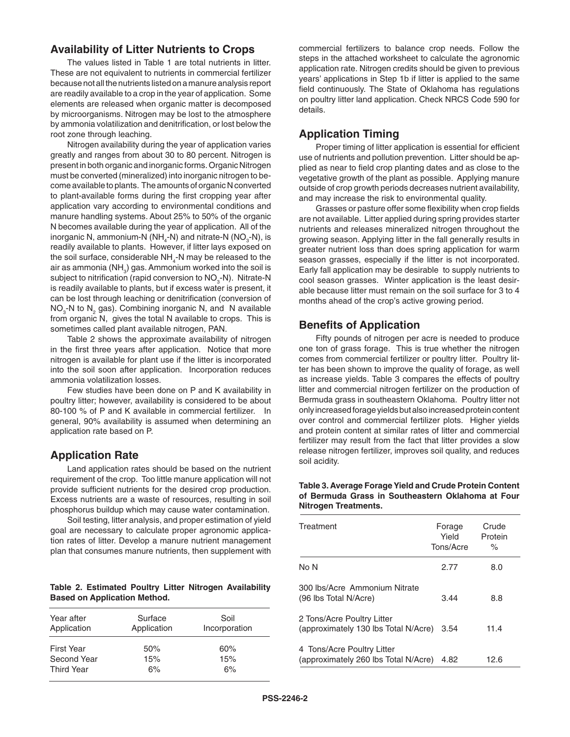## Availability of Litter Nutrients to Crops

The values listed in Table 1 are total nutrients in litter. These are not equivalent to nutrients in commercial fertilizer because not all the nutrients listed on a manure analysis report are readily available to a crop in the year of application. Some elements are released when organic matter is decomposed by microorganisms. Nitrogen may be lost to the atmosphere by ammonia volatilization and denitrification, or lost below the root zone through leaching.

Nitrogen availability during the year of application varies greatly and ranges from about 30 to 80 percent. Nitrogen is present in both organic and inorganic forms. Organic Nitrogen must be converted (mineralized) into inorganic nitrogen to become available to plants. The amounts of organic N converted to plant-available forms during the first cropping year after application vary according to environmental conditions and manure handling systems. About 25% to 50% of the organic N becomes available during the year of application. All of the inorganic N, ammonium-N ($NH_4$-N) and nitrate-N ($NO_3$-N), is readily available to plants. However, if litter lays exposed on the soil surface, considerable $NH_4$-N may be released to the air as ammonia ($NH_3$) gas. Ammonium worked into the soil is subject to nitrification (rapid conversion to $NO_3$-N). Nitrate-N is readily available to plants, but if excess water is present, it can be lost through leaching or denitrification (conversion of $NO_3$-N to $N_2$ gas). Combining inorganic N, and N available from organic N, gives the total N available to crops. This is sometimes called plant available nitrogen, PAN.

Table 2 shows the approximate availability of nitrogen in the first three years after application. Notice that more nitrogen is available for plant use if the litter is incorporated into the soil soon after application. Incorporation reduces ammonia volatilization losses.

Few studies have been done on P and K availability in poultry litter; however, availability is considered to be about 80-100 % of P and K available in commercial fertilizer. In general, 90% availability is assumed when determining an application rate based on P.

## Application Rate

Land application rates should be based on the nutrient requirement of the crop. Too little manure application will not provide sufficient nutrients for the desired crop production. Excess nutrients are a waste of resources, resulting in soil phosphorus buildup which may cause water contamination.

Soil testing, litter analysis, and proper estimation of yield goal are necessary to calculate proper agronomic application rates of litter. Develop a manure nutrient management plan that consumes manure nutrients, then supplement with commercial fertilizers to balance crop needs. Follow the steps in the attached worksheet to calculate the agronomic application rate. Nitrogen credits should be given to previous years' applications in Step 1b if litter is applied to the same field continuously. The State of Oklahoma has regulations on poultry litter land application. Check NRCS Code 590 for details.

**Table 2. Estimated Poultry Litter Nitrogen Availability Based on Application Method.**

| Year after Application | Surface Application | Soil Incorporation |
|---|---|---|
| First Year | 50% | 60% |
| Second Year | 15% | 15% |
| Third Year | 6% | 6% |

## Application Timing

Proper timing of litter application is essential for efficient use of nutrients and pollution prevention. Litter should be applied as near to field crop planting dates and as close to the vegetative growth of the plant as possible. Applying manure outside of crop growth periods decreases nutrient availability, and may increase the risk to environmental quality.

Grasses or pasture offer some flexibility when crop fields are not available. Litter applied during spring provides starter nutrients and releases mineralized nitrogen throughout the growing season. Applying litter in the fall generally results in greater nutrient loss than does spring application for warm season grasses, especially if the litter is not incorporated. Early fall application may be desirable to supply nutrients to cool season grasses. Winter application is the least desirable because litter must remain on the soil surface for 3 to 4 months ahead of the crop's active growing period.

## Benefits of Application

Fifty pounds of nitrogen per acre is needed to produce one ton of grass forage. This is true whether the nitrogen comes from commercial fertilizer or poultry litter. Poultry litter has been shown to improve the quality of forage, as well as increase yields. Table 3 compares the effects of poultry litter and commercial nitrogen fertilizer on the production of Bermuda grass in southeastern Oklahoma. Poultry litter not only increased forage yields but also increased protein content over control and commercial fertilizer plots. Higher yields and protein content at similar rates of litter and commercial fertilizer may result from the fact that litter provides a slow release nitrogen fertilizer, improves soil quality, and reduces soil acidity.

**Table 3. Average Forage Yield and Crude Protein Content of Bermuda Grass in Southeastern Oklahoma at Four Nitrogen Treatments.**

| Treatment | Forage Yield Tons/Acre | Crude Protein % |
|---|---|---|
| No N | 2.77 | 8.0 |
| 300 lbs/Acre Ammonium Nitrate (96 lbs Total N/Acre) | 3.44 | 8.8 |
| 2 Tons/Acre Poultry Litter (approximately 130 lbs Total N/Acre) | 3.54 | 11.4 |
| 4 Tons/Acre Poultry Litter (approximately 260 lbs Total N/Acre) | 4.82 | 12.6 |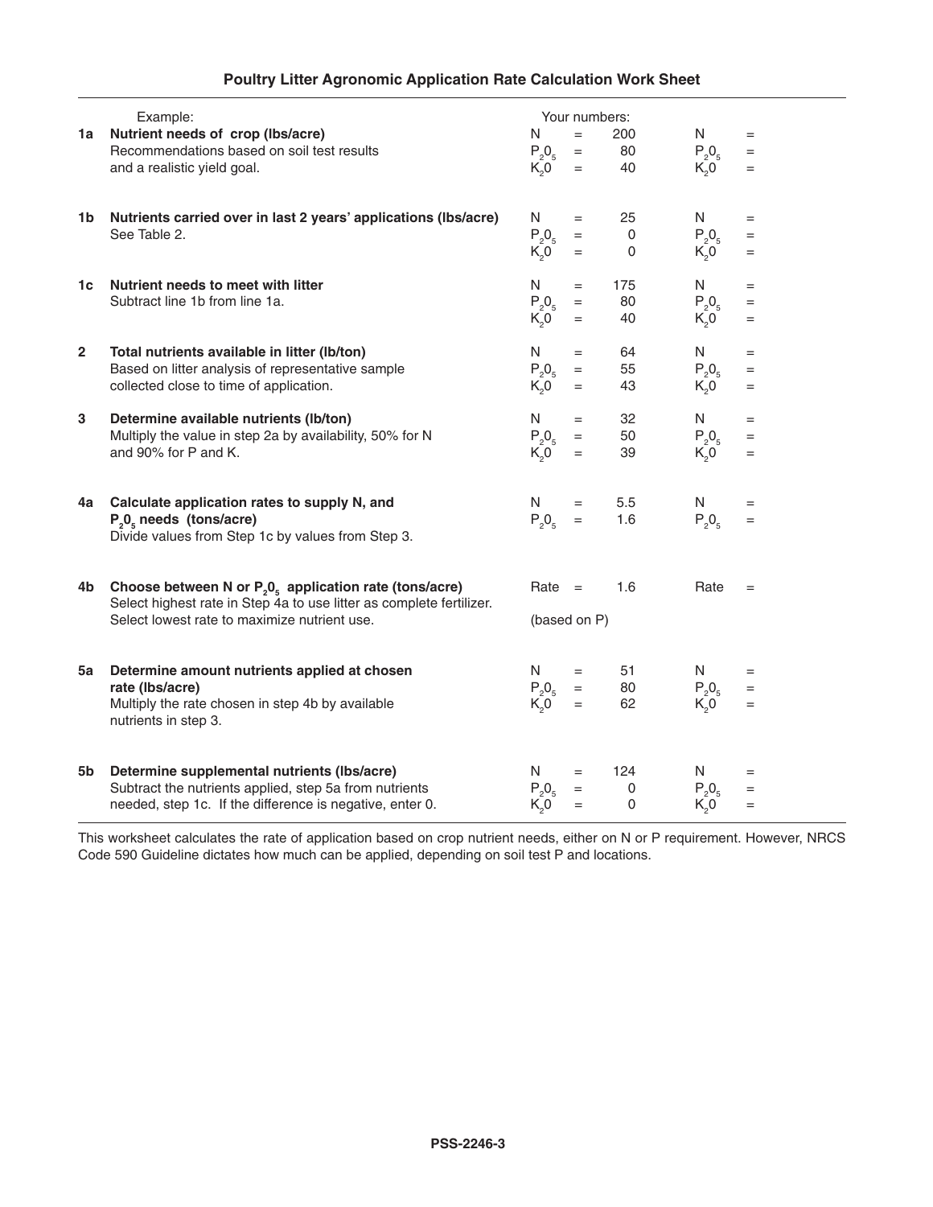## Poultry Litter Agronomic Application Rate Calculation Work Sheet

| Step | Example: | | Your numbers: | |
|---|---|---|---|---|
| **1a** | **Nutrient needs of crop (lbs/acre)**<br>Recommendations based on soil test results and a realistic yield goal. | N =<br>$P_2O_5$ =<br>$K_2O$ = | 200<br>80<br>40 | N =<br>$P_2O_5$ =<br>$K_2O$ = |
| **1b** | **Nutrients carried over in last 2 years' applications (lbs/acre)**<br>See Table 2. | N =<br>$P_2O_5$ =<br>$K_2O$ = | 25<br>0<br>0 | N =<br>$P_2O_5$ =<br>$K_2O$ = |
| **1c** | **Nutrient needs to meet with litter**<br>Subtract line 1b from line 1a. | N =<br>$P_2O_5$ =<br>$K_2O$ = | 175<br>80<br>40 | N =<br>$P_2O_5$ =<br>$K_2O$ = |
| **2** | **Total nutrients available in litter (lb/ton)**<br>Based on litter analysis of representative sample collected close to time of application. | N =<br>$P_2O_5$ =<br>$K_2O$ = | 64<br>55<br>43 | N =<br>$P_2O_5$ =<br>$K_2O$ = |
| **3** | **Determine available nutrients (lb/ton)**<br>Multiply the value in step 2a by availability, 50% for N and 90% for P and K. | N =<br>$P_2O_5$ =<br>$K_2O$ = | 32<br>50<br>39 | N =<br>$P_2O_5$ =<br>$K_2O$ = |
| **4a** | **Calculate application rates to supply N, and $P_2O_5$ needs (tons/acre)**<br>Divide values from Step 1c by values from Step 3. | N =<br>$P_2O_5$ = | 5.5<br>1.6 | N =<br>$P_2O_5$ = |
| **4b** | **Choose between N or $P_2O_5$ application rate (tons/acre)**<br>Select highest rate in Step 4a to use litter as complete fertilizer.<br>Select lowest rate to maximize nutrient use. | Rate =<br>(based on P) | 1.6 | Rate = |
| **5a** | **Determine amount nutrients applied at chosen rate (lbs/acre)**<br>Multiply the rate chosen in step 4b by available nutrients in step 3. | N =<br>$P_2O_5$ =<br>$K_2O$ = | 51<br>80<br>62 | N =<br>$P_2O_5$ =<br>$K_2O$ = |
| **5b** | **Determine supplemental nutrients (lbs/acre)**<br>Subtract the nutrients applied, step 5a from nutrients needed, step 1c. If the difference is negative, enter 0. | N =<br>$P_2O_5$ =<br>$K_2O$ = | 124<br>0<br>0 | N =<br>$P_2O_5$ =<br>$K_2O$ = |

This worksheet calculates the rate of application based on crop nutrient needs, either on N or P requirement. However, NRCS Code 590 Guideline dictates how much can be applied, depending on soil test P and locations.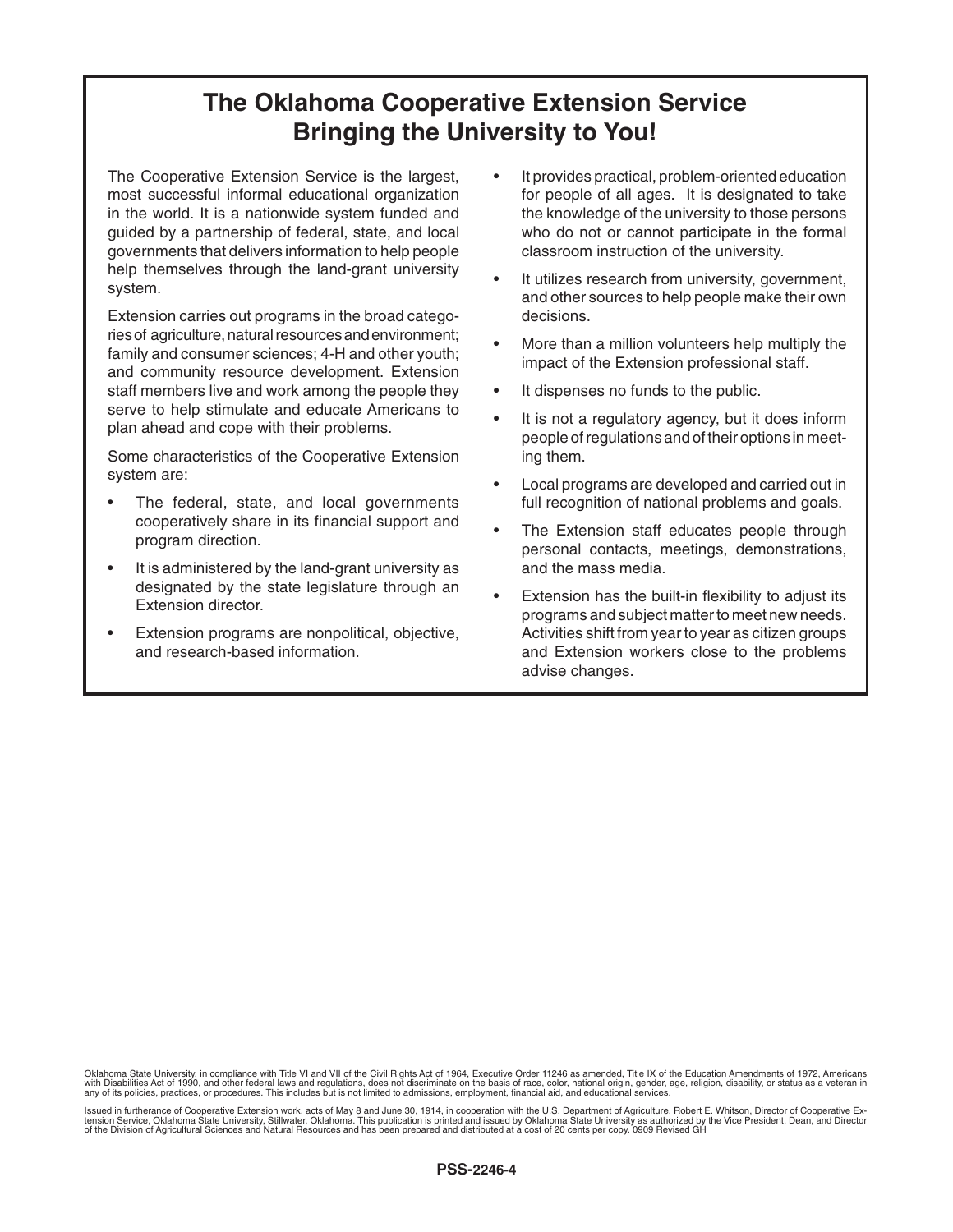# The Oklahoma Cooperative Extension Service
# Bringing the University to You!

The Cooperative Extension Service is the largest, most successful informal educational organization in the world. It is a nationwide system funded and guided by a partnership of federal, state, and local governments that delivers information to help people help themselves through the land-grant university system.

Extension carries out programs in the broad categories of agriculture, natural resources and environment; family and consumer sciences; 4-H and other youth; and community resource development. Extension staff members live and work among the people they serve to help stimulate and educate Americans to plan ahead and cope with their problems.

Some characteristics of the Cooperative Extension system are:

- The federal, state, and local governments cooperatively share in its financial support and program direction.
- It is administered by the land-grant university as designated by the state legislature through an Extension director.
- Extension programs are nonpolitical, objective, and research-based information.
- It provides practical, problem-oriented education for people of all ages. It is designated to take the knowledge of the university to those persons who do not or cannot participate in the formal classroom instruction of the university.
- It utilizes research from university, government, and other sources to help people make their own decisions.
- More than a million volunteers help multiply the impact of the Extension professional staff.
- It dispenses no funds to the public.
- It is not a regulatory agency, but it does inform people of regulations and of their options in meeting them.
- Local programs are developed and carried out in full recognition of national problems and goals.
- The Extension staff educates people through personal contacts, meetings, demonstrations, and the mass media.
- Extension has the built-in flexibility to adjust its programs and subject matter to meet new needs. Activities shift from year to year as citizen groups and Extension workers close to the problems advise changes.

Oklahoma State University, in compliance with Title VI and VII of the Civil Rights Act of 1964, Executive Order 11246 as amended, Title IX of the Education Amendments of 1972, Americans with Disabilities Act of 1990, and other federal laws and regulations, does not discriminate on the basis of race, color, national origin, gender, age, religion, disability, or status as a veteran in any of its policies, practices, or procedures. This includes but is not limited to admissions, employment, financial aid, and educational services.

Issued in furtherance of Cooperative Extension work, acts of May 8 and June 30, 1914, in cooperation with the U.S. Department of Agriculture, Robert E. Whitson, Director of Cooperative Extension Service, Oklahoma State University, Stillwater, Oklahoma. This publication is printed and issued by Oklahoma State University as authorized by the Vice President, Dean, and Director of the Division of Agricultural Sciences and Natural Resources and has been prepared and distributed at a cost of 20 cents per copy. 0909 Revised GH

**PSS-2246-4**